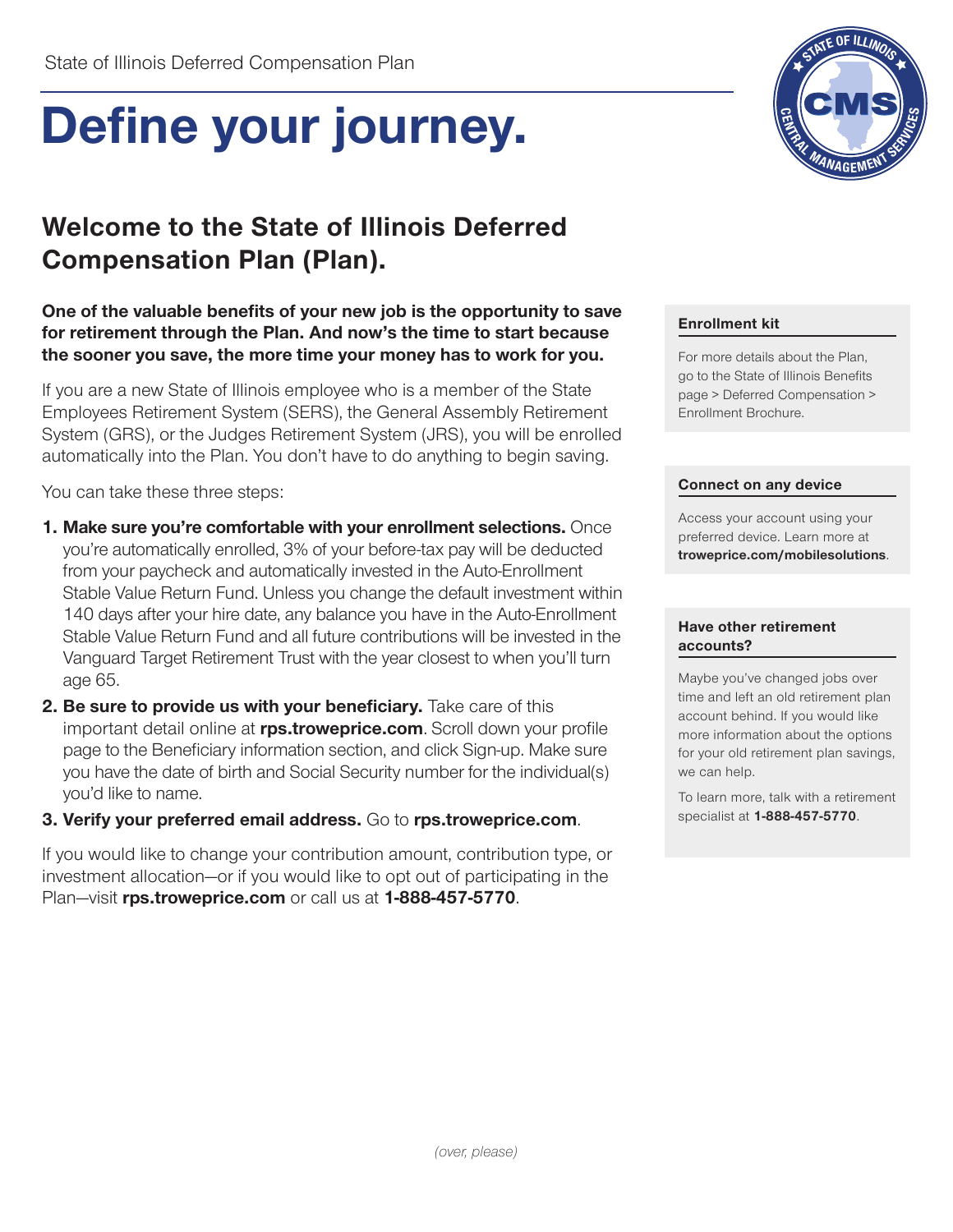State of Illinois Deferred Compensation Plan

# Define your journey.

## Welcome to the State of Illinois Deferred Compensation Plan (Plan).

**One of the valuable benefits of your new job is the opportunity to save for retirement through the Plan. And now's the time to start because the sooner you save, the more time your money has to work for you.**

If you are a new State of Illinois employee who is a member of the State Employees Retirement System (SERS), the General Assembly Retirement System (GRS), or the Judges Retirement System (JRS), you will be enrolled automatically into the Plan. You don't have to do anything to begin saving.

You can take these three steps:

1. **Make sure you're comfortable with your enrollment selections.** Once you're automatically enrolled, 3% of your before-tax pay will be deducted from your paycheck and automatically invested in the Auto-Enrollment Stable Value Return Fund. Unless you change the default investment within 140 days after your hire date, any balance you have in the Auto-Enrollment Stable Value Return Fund and all future contributions will be invested in the Vanguard Target Retirement Trust with the year closest to when you'll turn age 65.
2. **Be sure to provide us with your beneficiary.** Take care of this important detail online at **rps.troweprice.com**. Scroll down your profile page to the Beneficiary information section, and click Sign-up. Make sure you have the date of birth and Social Security number for the individual(s) you'd like to name.
3. **Verify your preferred email address.** Go to **rps.troweprice.com**.

If you would like to change your contribution amount, contribution type, or investment allocation—or if you would like to opt out of participating in the Plan—visit **rps.troweprice.com** or call us at **1-888-457-5770**.

#### Enrollment kit

For more details about the Plan, go to the State of Illinois Benefits page > Deferred Compensation > Enrollment Brochure.

#### Connect on any device

Access your account using your preferred device. Learn more at **troweprice.com/mobilesolutions**.

#### Have other retirement accounts?

Maybe you've changed jobs over time and left an old retirement plan account behind. If you would like more information about the options for your old retirement plan savings, we can help.

To learn more, talk with a retirement specialist at **1-888-457-5770**.

*(over, please)*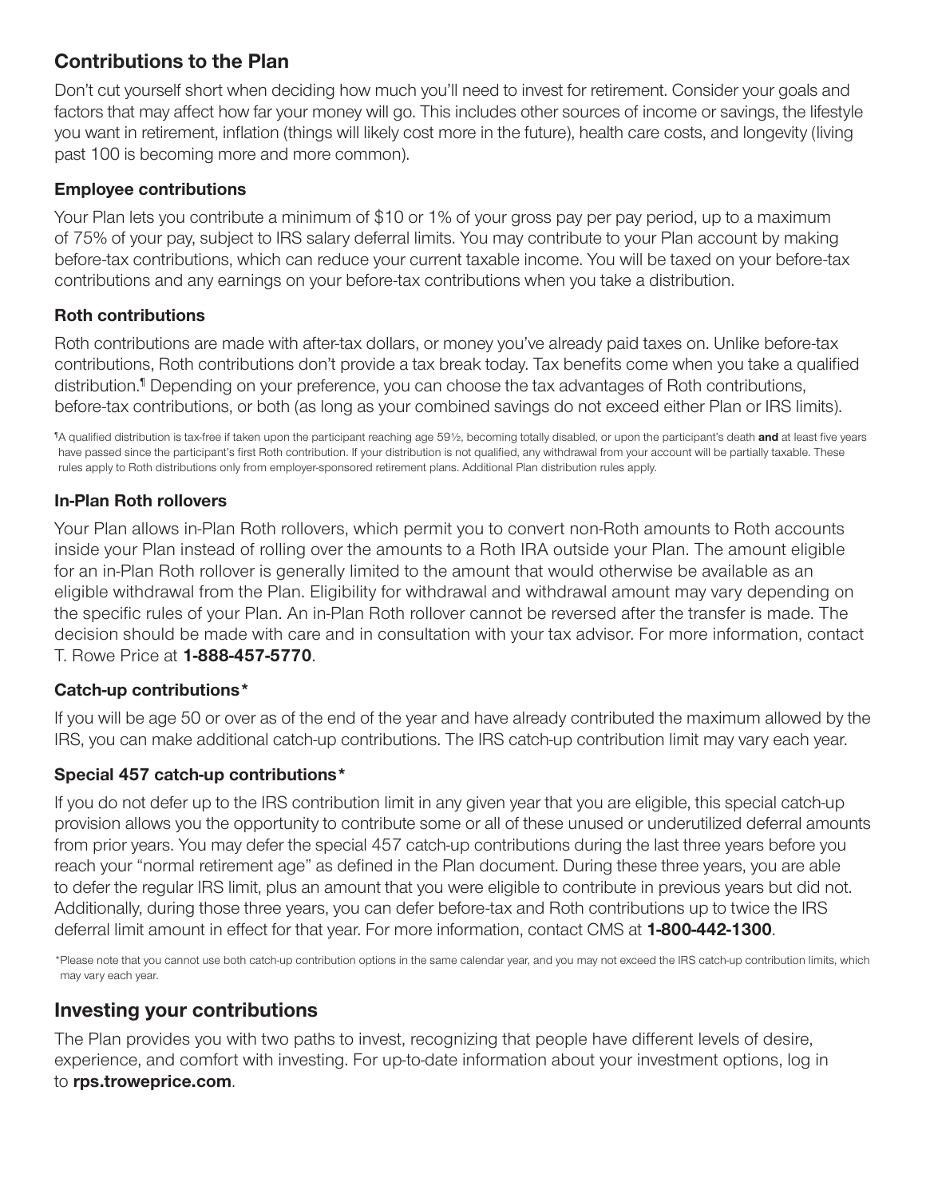## Contributions to the Plan

Don't cut yourself short when deciding how much you'll need to invest for retirement. Consider your goals and factors that may affect how far your money will go. This includes other sources of income or savings, the lifestyle you want in retirement, inflation (things will likely cost more in the future), health care costs, and longevity (living past 100 is becoming more and more common).

### Employee contributions

Your Plan lets you contribute a minimum of $10 or 1% of your gross pay per pay period, up to a maximum of 75% of your pay, subject to IRS salary deferral limits. You may contribute to your Plan account by making before-tax contributions, which can reduce your current taxable income. You will be taxed on your before-tax contributions and any earnings on your before-tax contributions when you take a distribution.

### Roth contributions

Roth contributions are made with after-tax dollars, or money you've already paid taxes on. Unlike before-tax contributions, Roth contributions don't provide a tax break today. Tax benefits come when you take a qualified distribution.[¶] Depending on your preference, you can choose the tax advantages of Roth contributions, before-tax contributions, or both (as long as your combined savings do not exceed either Plan or IRS limits).

[¶]A qualified distribution is tax-free if taken upon the participant reaching age 59½, becoming totally disabled, or upon the participant's death **and** at least five years have passed since the participant's first Roth contribution. If your distribution is not qualified, any withdrawal from your account will be partially taxable. These rules apply to Roth distributions only from employer-sponsored retirement plans. Additional Plan distribution rules apply.

### In-Plan Roth rollovers

Your Plan allows in-Plan Roth rollovers, which permit you to convert non-Roth amounts to Roth accounts inside your Plan instead of rolling over the amounts to a Roth IRA outside your Plan. The amount eligible for an in-Plan Roth rollover is generally limited to the amount that would otherwise be available as an eligible withdrawal from the Plan. Eligibility for withdrawal and withdrawal amount may vary depending on the specific rules of your Plan. An in-Plan Roth rollover cannot be reversed after the transfer is made. The decision should be made with care and in consultation with your tax advisor. For more information, contact T. Rowe Price at **1-888-457-5770**.

### Catch-up contributions*

If you will be age 50 or over as of the end of the year and have already contributed the maximum allowed by the IRS, you can make additional catch-up contributions. The IRS catch-up contribution limit may vary each year.

### Special 457 catch-up contributions*

If you do not defer up to the IRS contribution limit in any given year that you are eligible, this special catch-up provision allows you the opportunity to contribute some or all of these unused or underutilized deferral amounts from prior years. You may defer the special 457 catch-up contributions during the last three years before you reach your "normal retirement age" as defined in the Plan document. During these three years, you are able to defer the regular IRS limit, plus an amount that you were eligible to contribute in previous years but did not. Additionally, during those three years, you can defer before-tax and Roth contributions up to twice the IRS deferral limit amount in effect for that year. For more information, contact CMS at **1-800-442-1300**.

*Please note that you cannot use both catch-up contribution options in the same calendar year, and you may not exceed the IRS catch-up contribution limits, which may vary each year.

## Investing your contributions

The Plan provides you with two paths to invest, recognizing that people have different levels of desire, experience, and comfort with investing. For up-to-date information about your investment options, log in to **rps.troweprice.com**.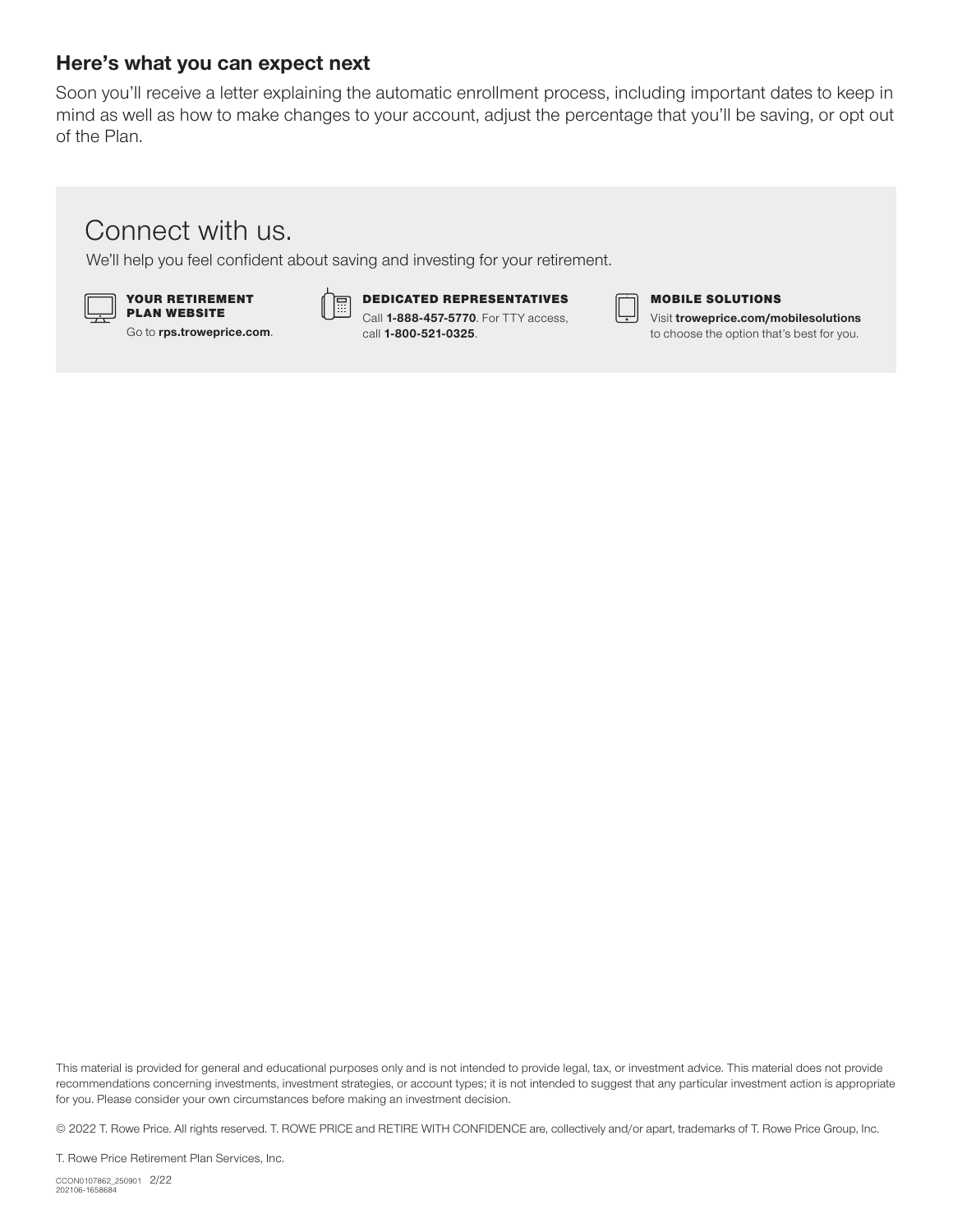## Here's what you can expect next

Soon you'll receive a letter explaining the automatic enrollment process, including important dates to keep in mind as well as how to make changes to your account, adjust the percentage that you'll be saving, or opt out of the Plan.

## Connect with us.

We'll help you feel confident about saving and investing for your retirement.

**YOUR RETIREMENT PLAN WEBSITE**

Go to **rps.troweprice.com**.

**DEDICATED REPRESENTATIVES**

Call **1-888-457-5770**. For TTY access, call **1-800-521-0325**.

**MOBILE SOLUTIONS**

Visit **troweprice.com/mobilesolutions** to choose the option that's best for you.

This material is provided for general and educational purposes only and is not intended to provide legal, tax, or investment advice. This material does not provide recommendations concerning investments, investment strategies, or account types; it is not intended to suggest that any particular investment action is appropriate for you. Please consider your own circumstances before making an investment decision.

© 2022 T. Rowe Price. All rights reserved. T. ROWE PRICE and RETIRE WITH CONFIDENCE are, collectively and/or apart, trademarks of T. Rowe Price Group, Inc.

T. Rowe Price Retirement Plan Services, Inc.

CCON0107862_250901 2/22
202106-1658684